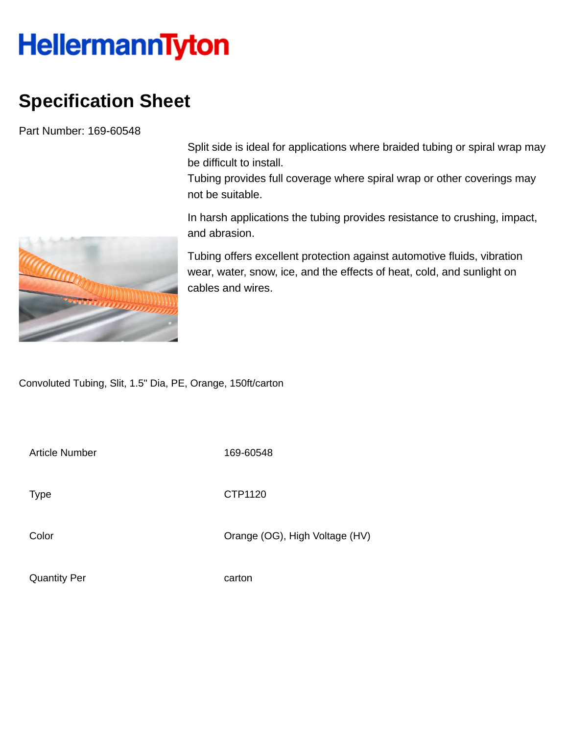HellermannTyton

# Specification Sheet

Part Number: 169-60548

Split side is ideal for applications where braided tubing or spiral wrap may be difficult to install.
Tubing provides full coverage where spiral wrap or other coverings may not be suitable.

In harsh applications the tubing provides resistance to crushing, impact, and abrasion.

Tubing offers excellent protection against automotive fluids, vibration wear, water, snow, ice, and the effects of heat, cold, and sunlight on cables and wires.

Convoluted Tubing, Slit, 1.5" Dia, PE, Orange, 150ft/carton

| | |
|---|---|
| Article Number | 169-60548 |
| Type | CTP1120 |
| Color | Orange (OG), High Voltage (HV) |
| Quantity Per | carton |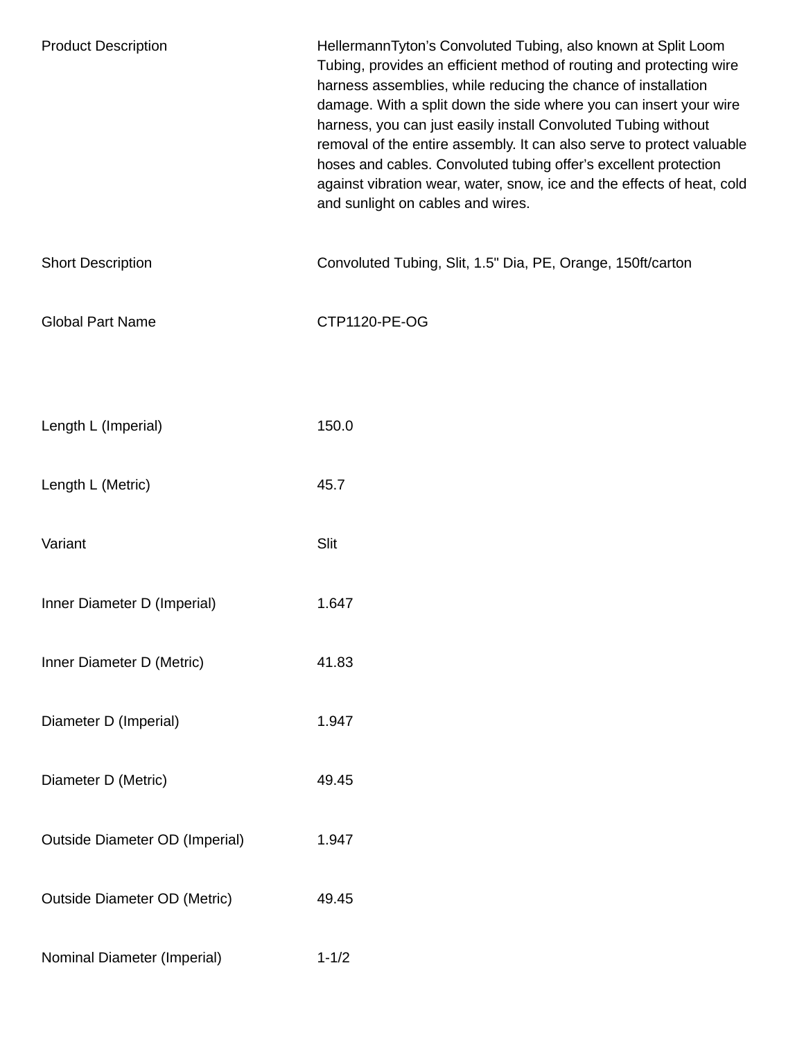| | |
|---|---|
| Product Description | HellermannTyton's Convoluted Tubing, also known at Split Loom Tubing, provides an efficient method of routing and protecting wire harness assemblies, while reducing the chance of installation damage. With a split down the side where you can insert your wire harness, you can just easily install Convoluted Tubing without removal of the entire assembly. It can also serve to protect valuable hoses and cables. Convoluted tubing offer's excellent protection against vibration wear, water, snow, ice and the effects of heat, cold and sunlight on cables and wires. |
| Short Description | Convoluted Tubing, Slit, 1.5" Dia, PE, Orange, 150ft/carton |
| Global Part Name | CTP1120-PE-OG |
| Length L (Imperial) | 150.0 |
| Length L (Metric) | 45.7 |
| Variant | Slit |
| Inner Diameter D (Imperial) | 1.647 |
| Inner Diameter D (Metric) | 41.83 |
| Diameter D (Imperial) | 1.947 |
| Diameter D (Metric) | 49.45 |
| Outside Diameter OD (Imperial) | 1.947 |
| Outside Diameter OD (Metric) | 49.45 |
| Nominal Diameter (Imperial) | 1-1/2 |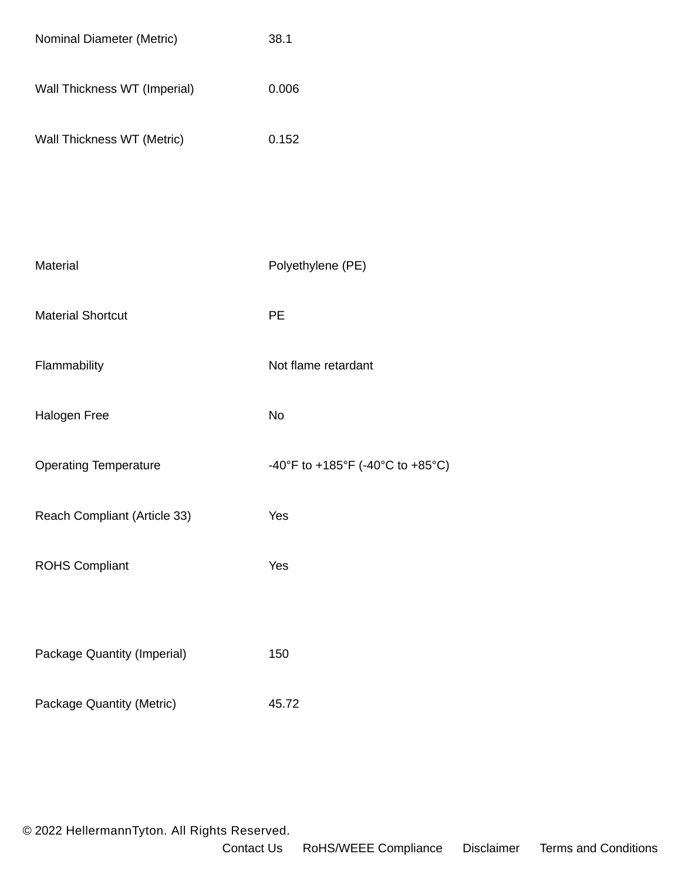| | |
|---|---|
| Nominal Diameter (Metric) | 38.1 |
| Wall Thickness WT (Imperial) | 0.006 |
| Wall Thickness WT (Metric) | 0.152 |

| | |
|---|---|
| Material | Polyethylene (PE) |
| Material Shortcut | PE |
| Flammability | Not flame retardant |
| Halogen Free | No |
| Operating Temperature | -40°F to +185°F (-40°C to +85°C) |
| Reach Compliant (Article 33) | Yes |
| ROHS Compliant | Yes |

| | |
|---|---|
| Package Quantity (Imperial) | 150 |
| Package Quantity (Metric) | 45.72 |

© 2022 HellermannTyton. All Rights Reserved.

Contact Us RoHS/WEEE Compliance Disclaimer Terms and Conditions